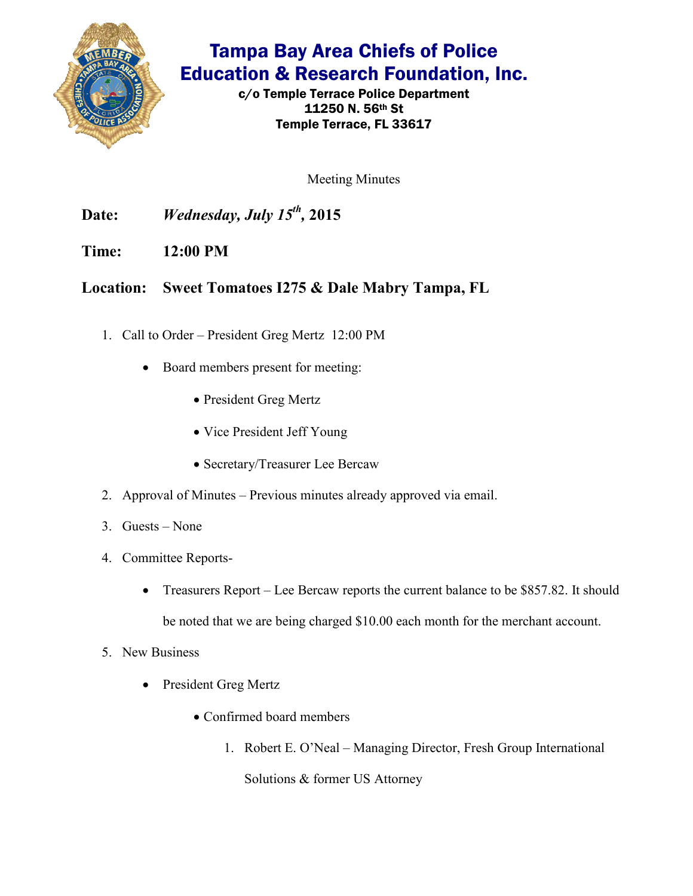# Tampa Bay Area Chiefs of Police Education & Research Foundation, Inc.

**c/o Temple Terrace Police Department**
**11250 N. 56th St**
**Temple Terrace, FL 33617**

Meeting Minutes

**Date:** ***Wednesday, July 15th, 2015***

**Time:** **12:00 PM**

**Location:** **Sweet Tomatoes I275 & Dale Mabry Tampa, FL**

1. Call to Order – President Greg Mertz 12:00 PM
   - Board members present for meeting:
     - President Greg Mertz
     - Vice President Jeff Young
     - Secretary/Treasurer Lee Bercaw
2. Approval of Minutes – Previous minutes already approved via email.
3. Guests – None
4. Committee Reports-
   - Treasurers Report – Lee Bercaw reports the current balance to be $857.82. It should be noted that we are being charged $10.00 each month for the merchant account.
5. New Business
   - President Greg Mertz
     - Confirmed board members
       1. Robert E. O'Neal – Managing Director, Fresh Group International Solutions & former US Attorney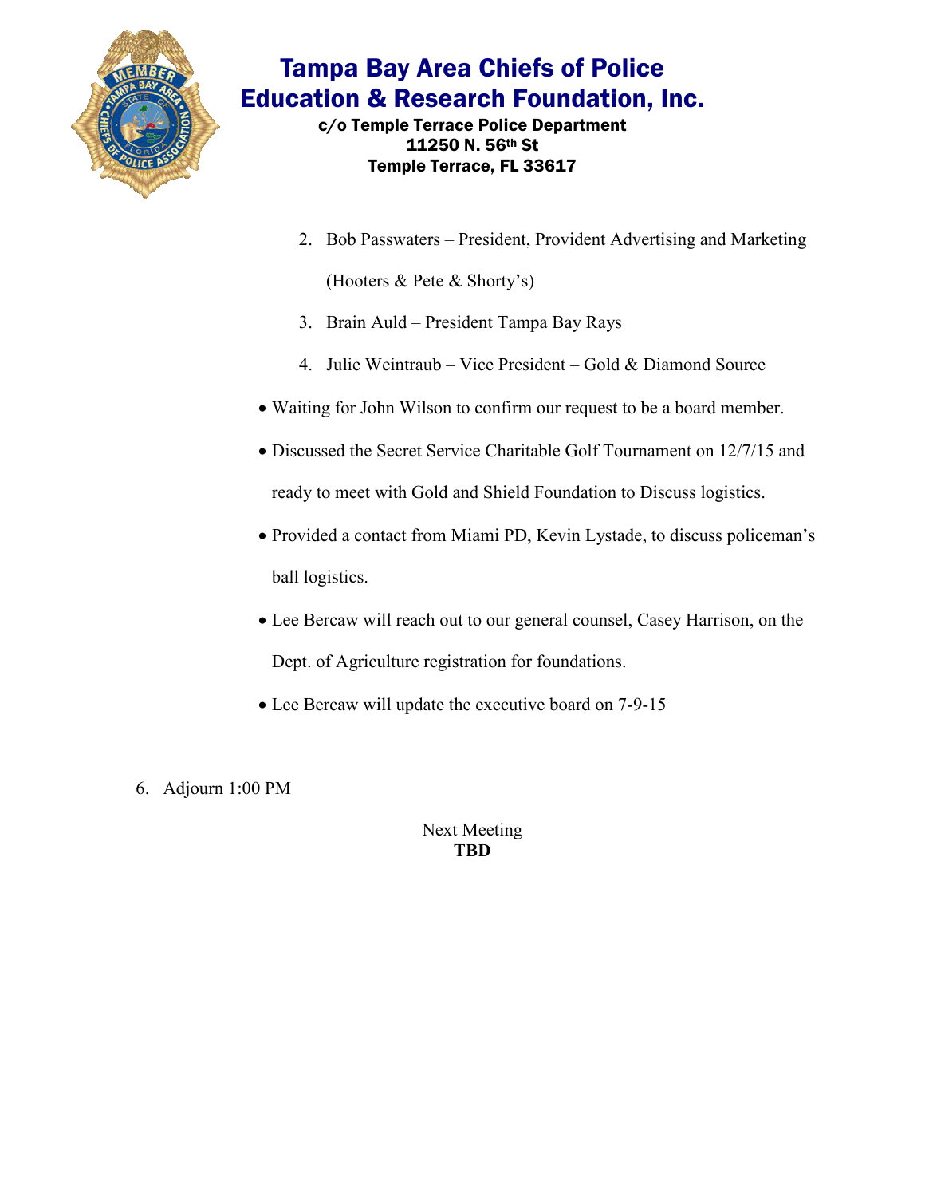# Tampa Bay Area Chiefs of Police Education & Research Foundation, Inc.

**c/o Temple Terrace Police Department**
**11250 N. 56th St**
**Temple Terrace, FL 33617**

2. Bob Passwaters – President, Provident Advertising and Marketing (Hooters & Pete & Shorty's)
3. Brain Auld – President Tampa Bay Rays
4. Julie Weintraub – Vice President – Gold & Diamond Source

- Waiting for John Wilson to confirm our request to be a board member.
- Discussed the Secret Service Charitable Golf Tournament on 12/7/15 and ready to meet with Gold and Shield Foundation to Discuss logistics.
- Provided a contact from Miami PD, Kevin Lystade, to discuss policeman's ball logistics.
- Lee Bercaw will reach out to our general counsel, Casey Harrison, on the Dept. of Agriculture registration for foundations.
- Lee Bercaw will update the executive board on 7-9-15

6. Adjourn 1:00 PM

Next Meeting
**TBD**